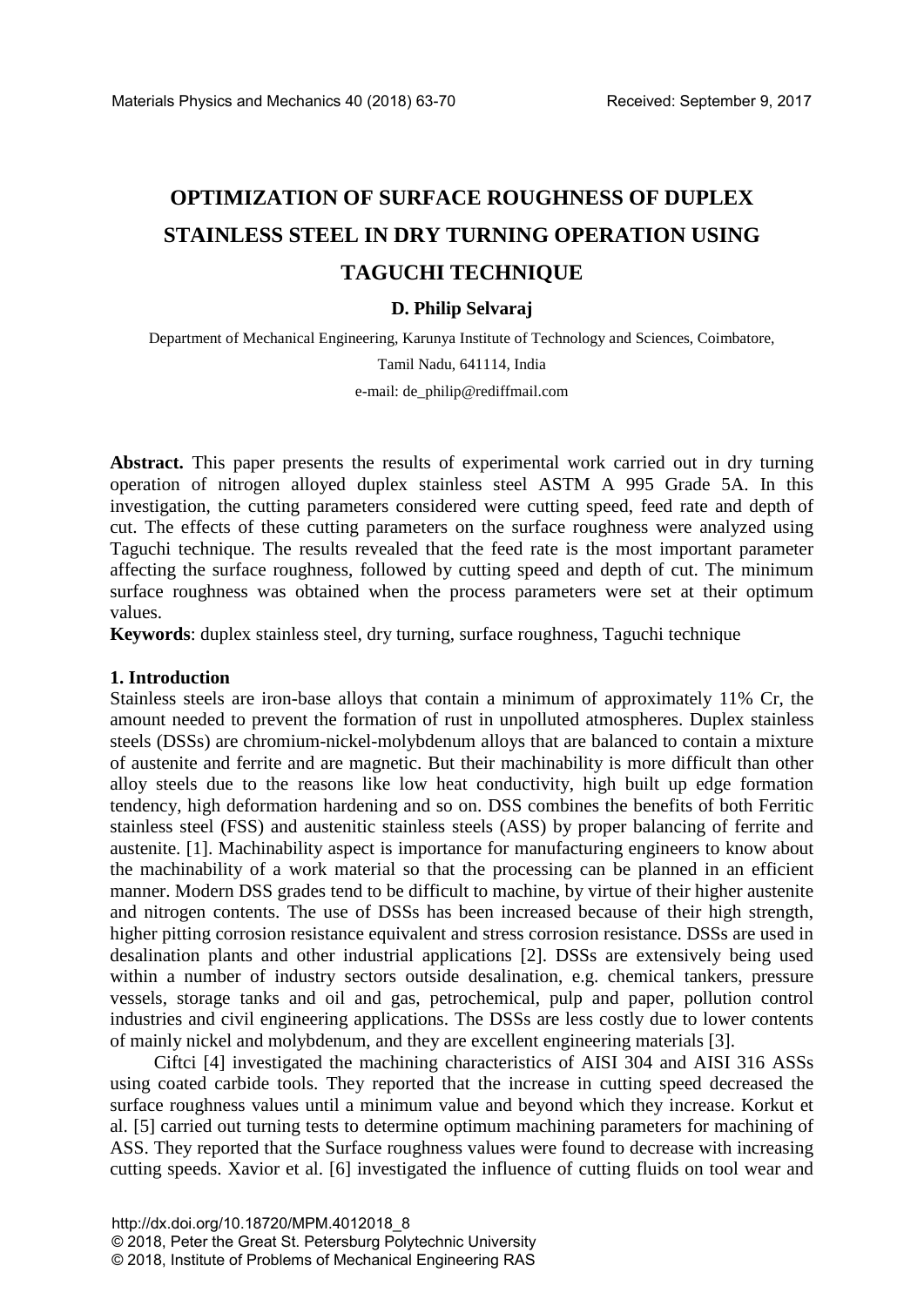# OPTIMIZATION OF SURFACE ROUGHNESS OF DUPLEX STAINLESS STEEL IN DRY TURNING OPERATION USING TAGUCHI TECHNIQUE

**D. Philip Selvaraj**

Department of Mechanical Engineering, Karunya Institute of Technology and Sciences, Coimbatore, Tamil Nadu, 641114, India

e-mail: de_philip@rediffmail.com

**Abstract.** This paper presents the results of experimental work carried out in dry turning operation of nitrogen alloyed duplex stainless steel ASTM A 995 Grade 5A. In this investigation, the cutting parameters considered were cutting speed, feed rate and depth of cut. The effects of these cutting parameters on the surface roughness were analyzed using Taguchi technique. The results revealed that the feed rate is the most important parameter affecting the surface roughness, followed by cutting speed and depth of cut. The minimum surface roughness was obtained when the process parameters were set at their optimum values.

**Keywords**: duplex stainless steel, dry turning, surface roughness, Taguchi technique

## 1. Introduction

Stainless steels are iron-base alloys that contain a minimum of approximately 11% Cr, the amount needed to prevent the formation of rust in unpolluted atmospheres. Duplex stainless steels (DSSs) are chromium-nickel-molybdenum alloys that are balanced to contain a mixture of austenite and ferrite and are magnetic. But their machinability is more difficult than other alloy steels due to the reasons like low heat conductivity, high built up edge formation tendency, high deformation hardening and so on. DSS combines the benefits of both Ferritic stainless steel (FSS) and austenitic stainless steels (ASS) by proper balancing of ferrite and austenite. [1]. Machinability aspect is importance for manufacturing engineers to know about the machinability of a work material so that the processing can be planned in an efficient manner. Modern DSS grades tend to be difficult to machine, by virtue of their higher austenite and nitrogen contents. The use of DSSs has been increased because of their high strength, higher pitting corrosion resistance equivalent and stress corrosion resistance. DSSs are used in desalination plants and other industrial applications [2]. DSSs are extensively being used within a number of industry sectors outside desalination, e.g. chemical tankers, pressure vessels, storage tanks and oil and gas, petrochemical, pulp and paper, pollution control industries and civil engineering applications. The DSSs are less costly due to lower contents of mainly nickel and molybdenum, and they are excellent engineering materials [3].

Ciftci [4] investigated the machining characteristics of AISI 304 and AISI 316 ASSs using coated carbide tools. They reported that the increase in cutting speed decreased the surface roughness values until a minimum value and beyond which they increase. Korkut et al. [5] carried out turning tests to determine optimum machining parameters for machining of ASS. They reported that the Surface roughness values were found to decrease with increasing cutting speeds. Xavior et al. [6] investigated the influence of cutting fluids on tool wear and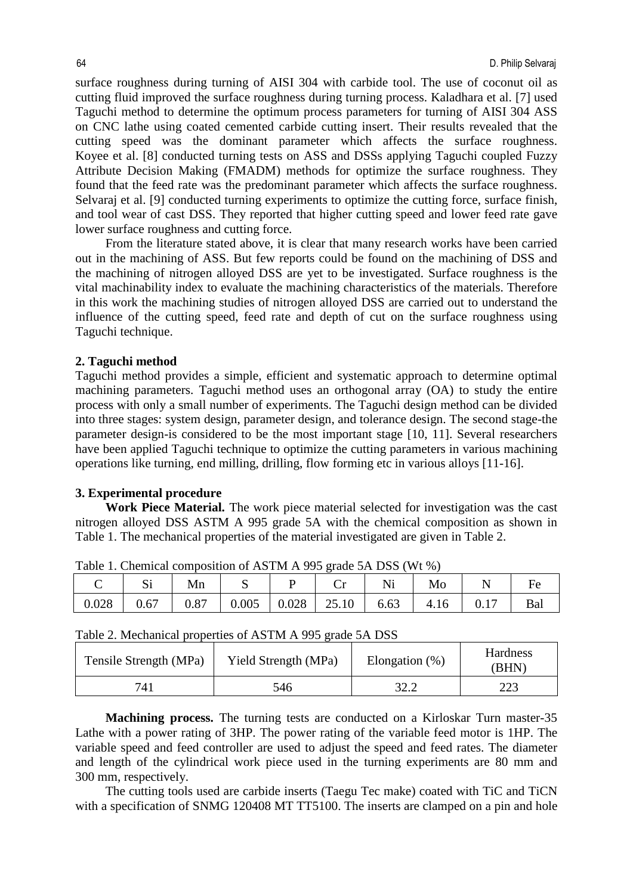surface roughness during turning of AISI 304 with carbide tool. The use of coconut oil as cutting fluid improved the surface roughness during turning process. Kaladhara et al. [7] used Taguchi method to determine the optimum process parameters for turning of AISI 304 ASS on CNC lathe using coated cemented carbide cutting insert. Their results revealed that the cutting speed was the dominant parameter which affects the surface roughness. Koyee et al. [8] conducted turning tests on ASS and DSSs applying Taguchi coupled Fuzzy Attribute Decision Making (FMADM) methods for optimize the surface roughness. They found that the feed rate was the predominant parameter which affects the surface roughness. Selvaraj et al. [9] conducted turning experiments to optimize the cutting force, surface finish, and tool wear of cast DSS. They reported that higher cutting speed and lower feed rate gave lower surface roughness and cutting force.

From the literature stated above, it is clear that many research works have been carried out in the machining of ASS. But few reports could be found on the machining of DSS and the machining of nitrogen alloyed DSS are yet to be investigated. Surface roughness is the vital machinability index to evaluate the machining characteristics of the materials. Therefore in this work the machining studies of nitrogen alloyed DSS are carried out to understand the influence of the cutting speed, feed rate and depth of cut on the surface roughness using Taguchi technique.

## 2. Taguchi method

Taguchi method provides a simple, efficient and systematic approach to determine optimal machining parameters. Taguchi method uses an orthogonal array (OA) to study the entire process with only a small number of experiments. The Taguchi design method can be divided into three stages: system design, parameter design, and tolerance design. The second stage-the parameter design-is considered to be the most important stage [10, 11]. Several researchers have been applied Taguchi technique to optimize the cutting parameters in various machining operations like turning, end milling, drilling, flow forming etc in various alloys [11-16].

## 3. Experimental procedure

**Work Piece Material.** The work piece material selected for investigation was the cast nitrogen alloyed DSS ASTM A 995 grade 5A with the chemical composition as shown in Table 1. The mechanical properties of the material investigated are given in Table 2.

Table 1. Chemical composition of ASTM A 995 grade 5A DSS (Wt %)

| C | Si | Mn | S | P | Cr | Ni | Mo | N | Fe |
|---|---|---|---|---|---|---|---|---|---|
| 0.028 | 0.67 | 0.87 | 0.005 | 0.028 | 25.10 | 6.63 | 4.16 | 0.17 | Bal |

Table 2. Mechanical properties of ASTM A 995 grade 5A DSS

| Tensile Strength (MPa) | Yield Strength (MPa) | Elongation (%) | Hardness (BHN) |
|---|---|---|---|
| 741 | 546 | 32.2 | 223 |

**Machining process.** The turning tests are conducted on a Kirloskar Turn master-35 Lathe with a power rating of 3HP. The power rating of the variable feed motor is 1HP. The variable speed and feed controller are used to adjust the speed and feed rates. The diameter and length of the cylindrical work piece used in the turning experiments are 80 mm and 300 mm, respectively.

The cutting tools used are carbide inserts (Taegu Tec make) coated with TiC and TiCN with a specification of SNMG 120408 MT TT5100. The inserts are clamped on a pin and hole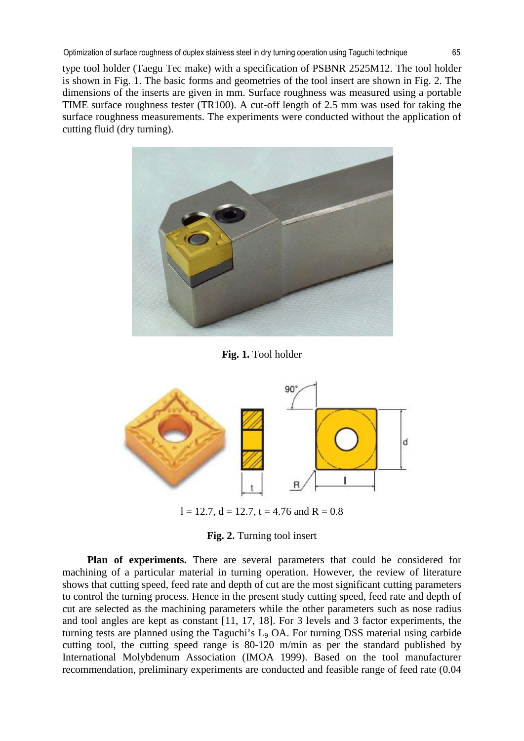type tool holder (Taegu Tec make) with a specification of PSBNR 2525M12. The tool holder is shown in Fig. 1. The basic forms and geometries of the tool insert are shown in Fig. 2. The dimensions of the inserts are given in mm. Surface roughness was measured using a portable TIME surface roughness tester (TR100). A cut-off length of 2.5 mm was used for taking the surface roughness measurements. The experiments were conducted without the application of cutting fluid (dry turning).

**Fig. 1.** Tool holder

l = 12.7, d = 12.7, t = 4.76 and R = 0.8

**Fig. 2.** Turning tool insert

**Plan of experiments.** There are several parameters that could be considered for machining of a particular material in turning operation. However, the review of literature shows that cutting speed, feed rate and depth of cut are the most significant cutting parameters to control the turning process. Hence in the present study cutting speed, feed rate and depth of cut are selected as the machining parameters while the other parameters such as nose radius and tool angles are kept as constant [11, 17, 18]. For 3 levels and 3 factor experiments, the turning tests are planned using the Taguchi's $L_9$ OA. For turning DSS material using carbide cutting tool, the cutting speed range is 80-120 m/min as per the standard published by International Molybdenum Association (IMOA 1999). Based on the tool manufacturer recommendation, preliminary experiments are conducted and feasible range of feed rate (0.04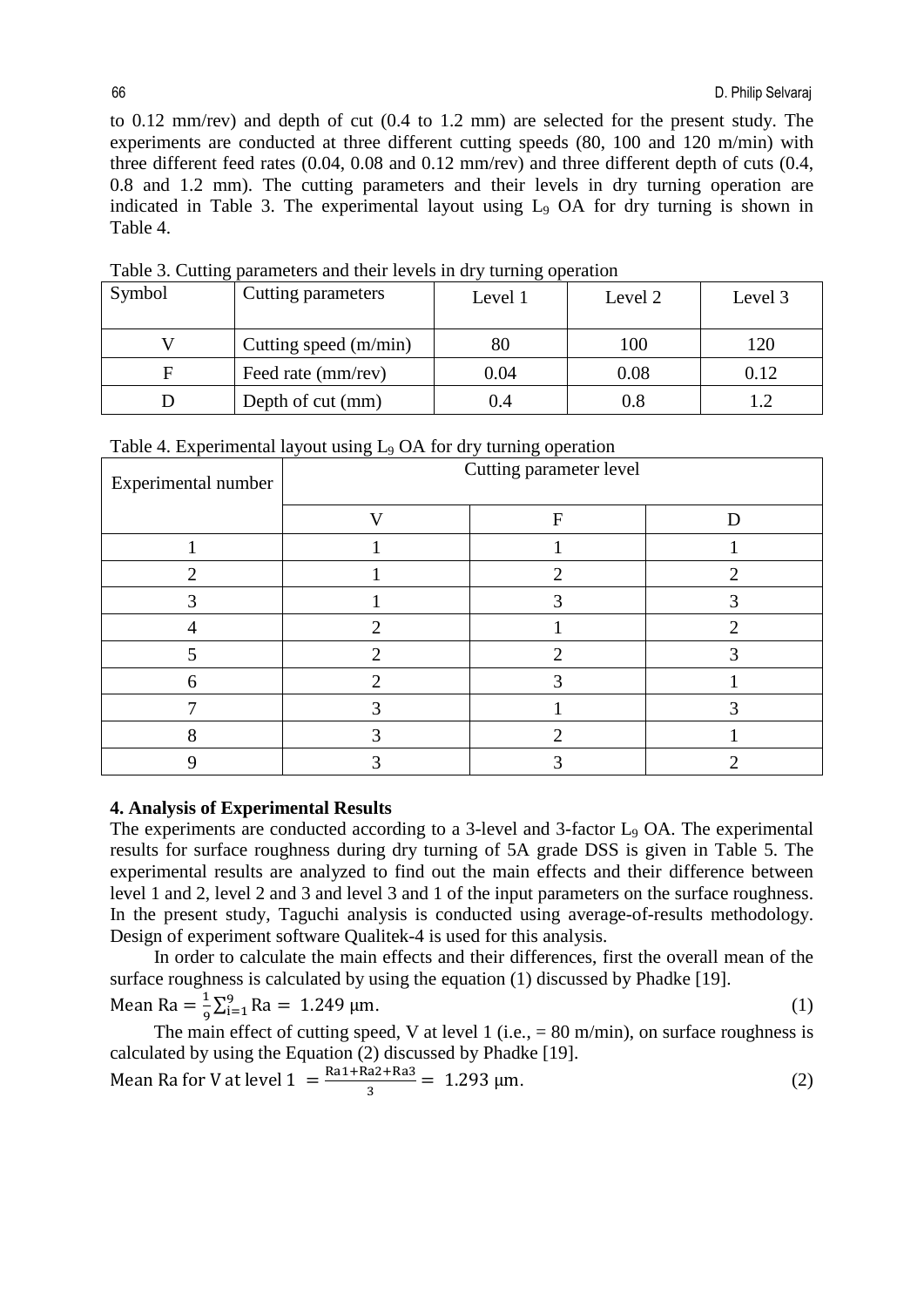to 0.12 mm/rev) and depth of cut (0.4 to 1.2 mm) are selected for the present study. The experiments are conducted at three different cutting speeds (80, 100 and 120 m/min) with three different feed rates (0.04, 0.08 and 0.12 mm/rev) and three different depth of cuts (0.4, 0.8 and 1.2 mm). The cutting parameters and their levels in dry turning operation are indicated in Table 3. The experimental layout using $L_9$ OA for dry turning is shown in Table 4.

Table 3. Cutting parameters and their levels in dry turning operation

| Symbol | Cutting parameters | Level 1 | Level 2 | Level 3 |
|---|---|---|---|---|
| V | Cutting speed (m/min) | 80 | 100 | 120 |
| F | Feed rate (mm/rev) | 0.04 | 0.08 | 0.12 |
| D | Depth of cut (mm) | 0.4 | 0.8 | 1.2 |

Table 4. Experimental layout using $L_9$ OA for dry turning operation

| Experimental number | Cutting parameter level | | |
|---|---|---|---|
| | V | F | D |
| 1 | 1 | 1 | 1 |
| 2 | 1 | 2 | 2 |
| 3 | 1 | 3 | 3 |
| 4 | 2 | 1 | 2 |
| 5 | 2 | 2 | 3 |
| 6 | 2 | 3 | 1 |
| 7 | 3 | 1 | 3 |
| 8 | 3 | 2 | 1 |
| 9 | 3 | 3 | 2 |

## 4. Analysis of Experimental Results

The experiments are conducted according to a 3-level and 3-factor $L_9$ OA. The experimental results for surface roughness during dry turning of 5A grade DSS is given in Table 5. The experimental results are analyzed to find out the main effects and their difference between level 1 and 2, level 2 and 3 and level 3 and 1 of the input parameters on the surface roughness. In the present study, Taguchi analysis is conducted using average-of-results methodology. Design of experiment software Qualitek-4 is used for this analysis.

In order to calculate the main effects and their differences, first the overall mean of the surface roughness is calculated by using the equation (1) discussed by Phadke [19].

$$\text{Mean Ra} = \frac{1}{9}\sum_{i=1}^{9}\text{Ra} = 1.249\ \mu\text{m}. \tag{1}$$

The main effect of cutting speed, V at level 1 (i.e., = 80 m/min), on surface roughness is calculated by using the Equation (2) discussed by Phadke [19].

$$\text{Mean Ra for V at level 1} = \frac{\text{Ra1+Ra2+Ra3}}{3} = 1.293\ \mu\text{m}. \tag{2}$$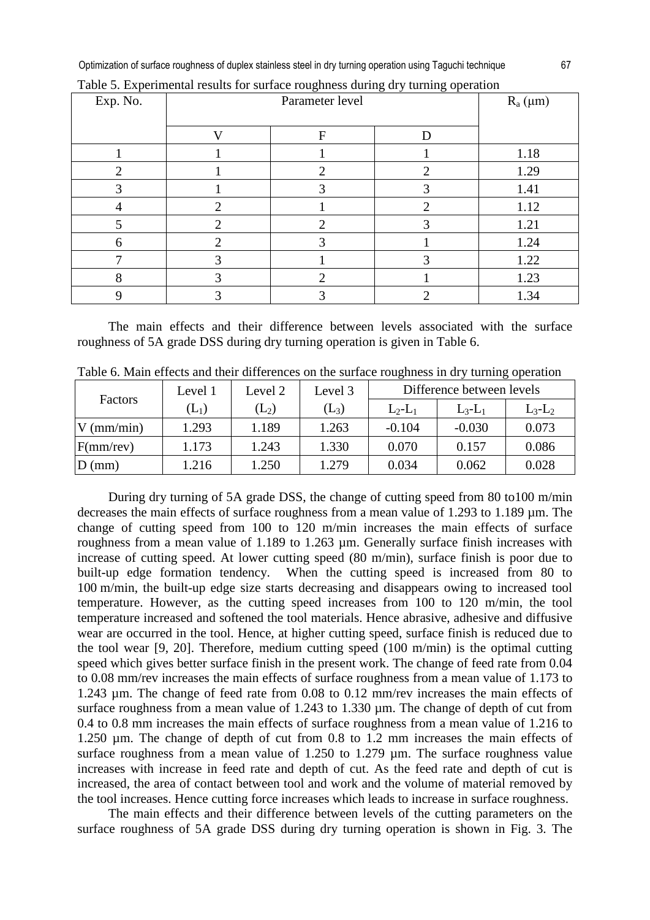Table 5. Experimental results for surface roughness during dry turning operation

| Exp. No. | Parameter level | | | $R_a$ (µm) |
|---|---|---|---|---|
| | V | F | D | |
| 1 | 1 | 1 | 1 | 1.18 |
| 2 | 1 | 2 | 2 | 1.29 |
| 3 | 1 | 3 | 3 | 1.41 |
| 4 | 2 | 1 | 2 | 1.12 |
| 5 | 2 | 2 | 3 | 1.21 |
| 6 | 2 | 3 | 1 | 1.24 |
| 7 | 3 | 1 | 3 | 1.22 |
| 8 | 3 | 2 | 1 | 1.23 |
| 9 | 3 | 3 | 2 | 1.34 |

The main effects and their difference between levels associated with the surface roughness of 5A grade DSS during dry turning operation is given in Table 6.

Table 6. Main effects and their differences on the surface roughness in dry turning operation

| Factors | Level 1 ($L_1$) | Level 2 ($L_2$) | Level 3 ($L_3$) | Difference between levels | | |
|---|---|---|---|---|---|---|
| | | | | $L_2$-$L_1$ | $L_3$-$L_1$ | $L_3$-$L_2$ |
| V (mm/min) | 1.293 | 1.189 | 1.263 | -0.104 | -0.030 | 0.073 |
| F(mm/rev) | 1.173 | 1.243 | 1.330 | 0.070 | 0.157 | 0.086 |
| D (mm) | 1.216 | 1.250 | 1.279 | 0.034 | 0.062 | 0.028 |

During dry turning of 5A grade DSS, the change of cutting speed from 80 to100 m/min decreases the main effects of surface roughness from a mean value of 1.293 to 1.189 µm. The change of cutting speed from 100 to 120 m/min increases the main effects of surface roughness from a mean value of 1.189 to 1.263 µm. Generally surface finish increases with increase of cutting speed. At lower cutting speed (80 m/min), surface finish is poor due to built-up edge formation tendency. When the cutting speed is increased from 80 to 100 m/min, the built-up edge size starts decreasing and disappears owing to increased tool temperature. However, as the cutting speed increases from 100 to 120 m/min, the tool temperature increased and softened the tool materials. Hence abrasive, adhesive and diffusive wear are occurred in the tool. Hence, at higher cutting speed, surface finish is reduced due to the tool wear [9, 20]. Therefore, medium cutting speed (100 m/min) is the optimal cutting speed which gives better surface finish in the present work. The change of feed rate from 0.04 to 0.08 mm/rev increases the main effects of surface roughness from a mean value of 1.173 to 1.243 µm. The change of feed rate from 0.08 to 0.12 mm/rev increases the main effects of surface roughness from a mean value of 1.243 to 1.330 µm. The change of depth of cut from 0.4 to 0.8 mm increases the main effects of surface roughness from a mean value of 1.216 to 1.250 µm. The change of depth of cut from 0.8 to 1.2 mm increases the main effects of surface roughness from a mean value of 1.250 to 1.279 µm. The surface roughness value increases with increase in feed rate and depth of cut. As the feed rate and depth of cut is increased, the area of contact between tool and work and the volume of material removed by the tool increases. Hence cutting force increases which leads to increase in surface roughness.

The main effects and their difference between levels of the cutting parameters on the surface roughness of 5A grade DSS during dry turning operation is shown in Fig. 3. The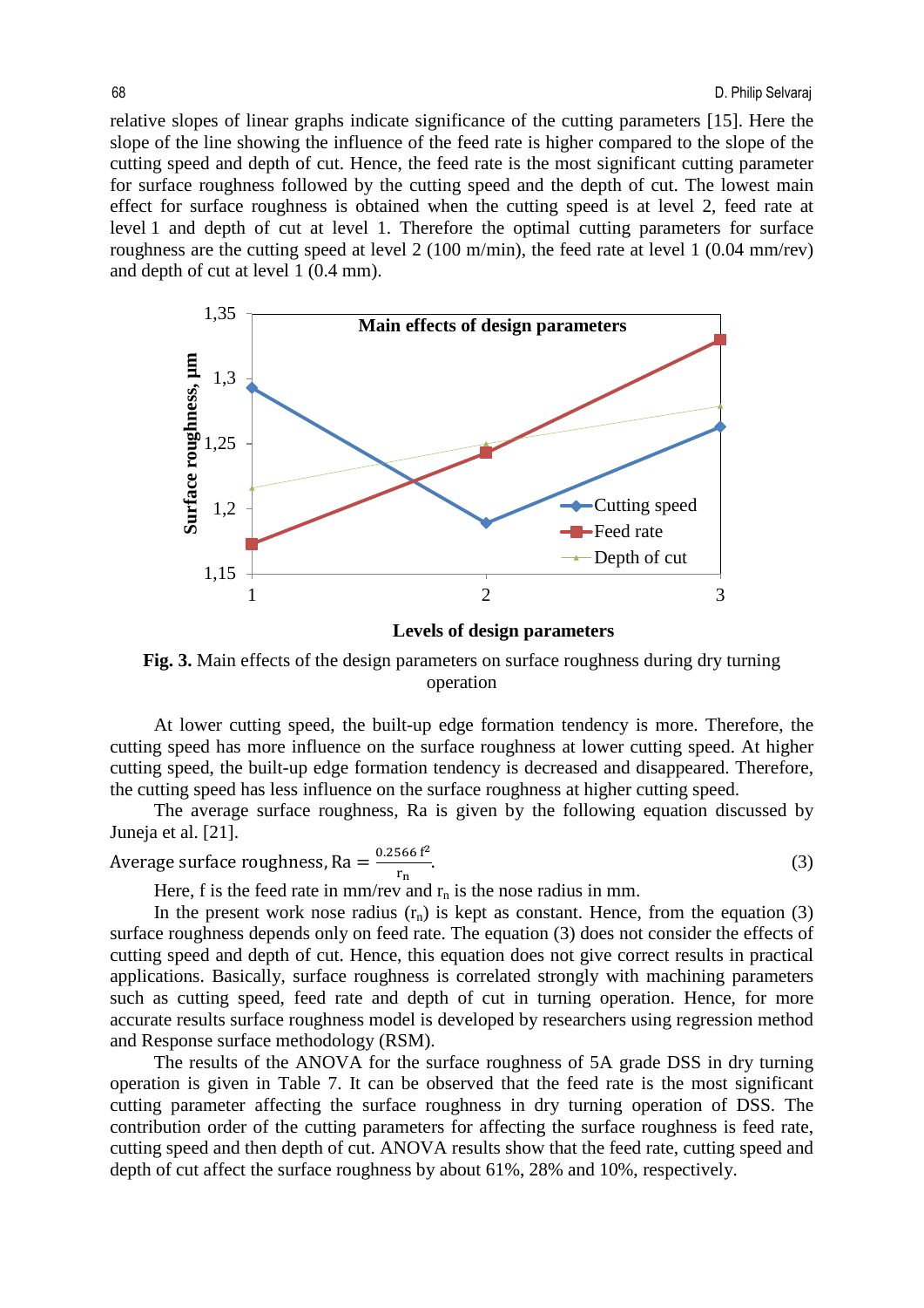relative slopes of linear graphs indicate significance of the cutting parameters [15]. Here the slope of the line showing the influence of the feed rate is higher compared to the slope of the cutting speed and depth of cut. Hence, the feed rate is the most significant cutting parameter for surface roughness followed by the cutting speed and the depth of cut. The lowest main effect for surface roughness is obtained when the cutting speed is at level 2, feed rate at level 1 and depth of cut at level 1. Therefore the optimal cutting parameters for surface roughness are the cutting speed at level 2 (100 m/min), the feed rate at level 1 (0.04 mm/rev) and depth of cut at level 1 (0.4 mm).

**Fig. 3.** Main effects of the design parameters on surface roughness during dry turning operation

At lower cutting speed, the built-up edge formation tendency is more. Therefore, the cutting speed has more influence on the surface roughness at lower cutting speed. At higher cutting speed, the built-up edge formation tendency is decreased and disappeared. Therefore, the cutting speed has less influence on the surface roughness at higher cutting speed.

The average surface roughness, Ra is given by the following equation discussed by Juneja et al. [21].

$$\text{Average surface roughness, Ra} = \frac{0.2566\, f^2}{r_n}. \tag{3}$$

Here, f is the feed rate in mm/rev and $r_n$ is the nose radius in mm.

In the present work nose radius ($r_n$) is kept as constant. Hence, from the equation (3) surface roughness depends only on feed rate. The equation (3) does not consider the effects of cutting speed and depth of cut. Hence, this equation does not give correct results in practical applications. Basically, surface roughness is correlated strongly with machining parameters such as cutting speed, feed rate and depth of cut in turning operation. Hence, for more accurate results surface roughness model is developed by researchers using regression method and Response surface methodology (RSM).

The results of the ANOVA for the surface roughness of 5A grade DSS in dry turning operation is given in Table 7. It can be observed that the feed rate is the most significant cutting parameter affecting the surface roughness in dry turning operation of DSS. The contribution order of the cutting parameters for affecting the surface roughness is feed rate, cutting speed and then depth of cut. ANOVA results show that the feed rate, cutting speed and depth of cut affect the surface roughness by about 61%, 28% and 10%, respectively.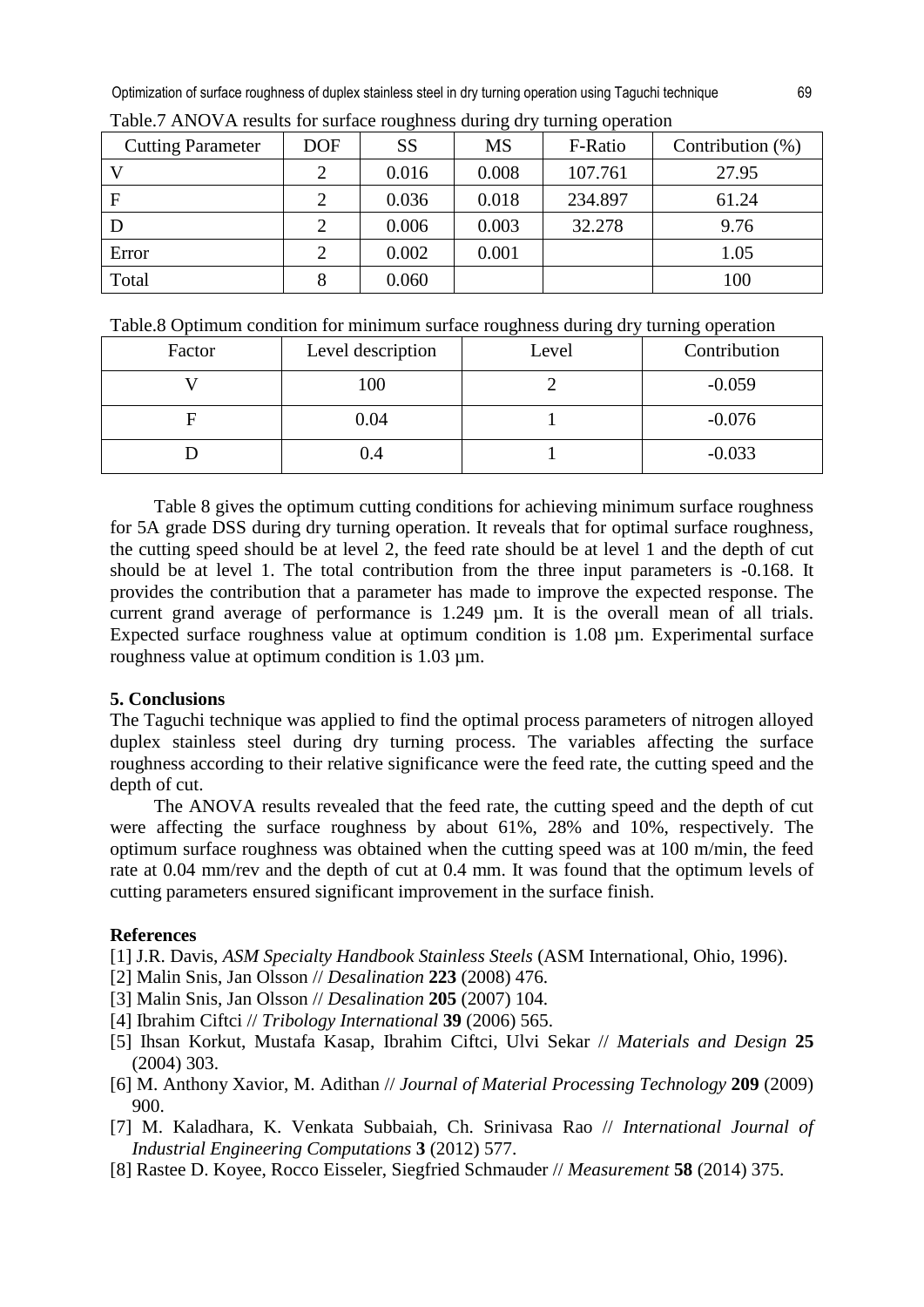Table.7 ANOVA results for surface roughness during dry turning operation

| Cutting Parameter | DOF | SS | MS | F-Ratio | Contribution (%) |
|---|---|---|---|---|---|
| V | 2 | 0.016 | 0.008 | 107.761 | 27.95 |
| F | 2 | 0.036 | 0.018 | 234.897 | 61.24 |
| D | 2 | 0.006 | 0.003 | 32.278 | 9.76 |
| Error | 2 | 0.002 | 0.001 | | 1.05 |
| Total | 8 | 0.060 | | | 100 |

Table.8 Optimum condition for minimum surface roughness during dry turning operation

| Factor | Level description | Level | Contribution |
|---|---|---|---|
| V | 100 | 2 | -0.059 |
| F | 0.04 | 1 | -0.076 |
| D | 0.4 | 1 | -0.033 |

Table 8 gives the optimum cutting conditions for achieving minimum surface roughness for 5A grade DSS during dry turning operation. It reveals that for optimal surface roughness, the cutting speed should be at level 2, the feed rate should be at level 1 and the depth of cut should be at level 1. The total contribution from the three input parameters is -0.168. It provides the contribution that a parameter has made to improve the expected response. The current grand average of performance is 1.249 µm. It is the overall mean of all trials. Expected surface roughness value at optimum condition is 1.08 µm. Experimental surface roughness value at optimum condition is 1.03 µm.

## 5. Conclusions

The Taguchi technique was applied to find the optimal process parameters of nitrogen alloyed duplex stainless steel during dry turning process. The variables affecting the surface roughness according to their relative significance were the feed rate, the cutting speed and the depth of cut.

The ANOVA results revealed that the feed rate, the cutting speed and the depth of cut were affecting the surface roughness by about 61%, 28% and 10%, respectively. The optimum surface roughness was obtained when the cutting speed was at 100 m/min, the feed rate at 0.04 mm/rev and the depth of cut at 0.4 mm. It was found that the optimum levels of cutting parameters ensured significant improvement in the surface finish.

## References

[1] J.R. Davis, *ASM Specialty Handbook Stainless Steels* (ASM International, Ohio, 1996).

[2] Malin Snis, Jan Olsson // *Desalination* **223** (2008) 476.

[3] Malin Snis, Jan Olsson // *Desalination* **205** (2007) 104.

[4] Ibrahim Ciftci // *Tribology International* **39** (2006) 565.

[5] Ihsan Korkut, Mustafa Kasap, Ibrahim Ciftci, Ulvi Sekar // *Materials and Design* **25** (2004) 303.

[6] M. Anthony Xavior, M. Adithan // *Journal of Material Processing Technology* **209** (2009) 900.

[7] M. Kaladhara, K. Venkata Subbaiah, Ch. Srinivasa Rao // *International Journal of Industrial Engineering Computations* **3** (2012) 577.

[8] Rastee D. Koyee, Rocco Eisseler, Siegfried Schmauder // *Measurement* **58** (2014) 375.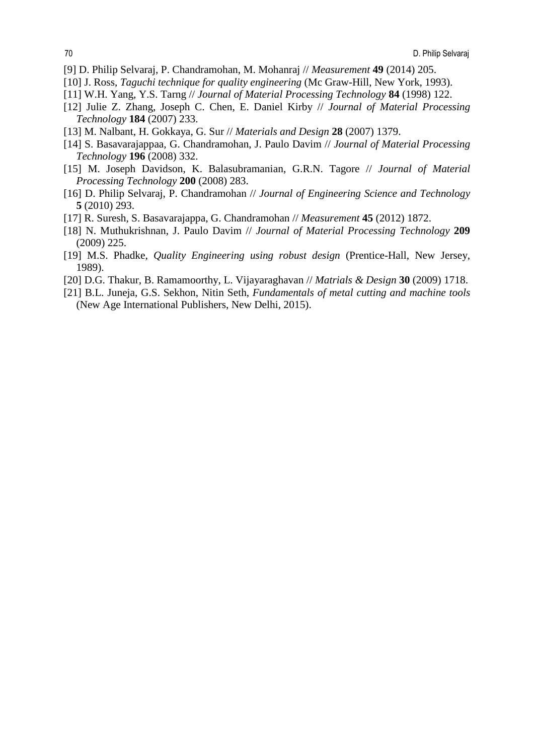[9] D. Philip Selvaraj, P. Chandramohan, M. Mohanraj // *Measurement* **49** (2014) 205.

[10] J. Ross, *Taguchi technique for quality engineering* (Mc Graw-Hill, New York, 1993).

[11] W.H. Yang, Y.S. Tarng // *Journal of Material Processing Technology* **84** (1998) 122.

[12] Julie Z. Zhang, Joseph C. Chen, E. Daniel Kirby // *Journal of Material Processing Technology* **184** (2007) 233.

[13] M. Nalbant, H. Gokkaya, G. Sur // *Materials and Design* **28** (2007) 1379.

[14] S. Basavarajappaa, G. Chandramohan, J. Paulo Davim // *Journal of Material Processing Technology* **196** (2008) 332.

[15] M. Joseph Davidson, K. Balasubramanian, G.R.N. Tagore // *Journal of Material Processing Technology* **200** (2008) 283.

[16] D. Philip Selvaraj, P. Chandramohan // *Journal of Engineering Science and Technology* **5** (2010) 293.

[17] R. Suresh, S. Basavarajappa, G. Chandramohan // *Measurement* **45** (2012) 1872.

[18] N. Muthukrishnan, J. Paulo Davim // *Journal of Material Processing Technology* **209** (2009) 225.

[19] M.S. Phadke, *Quality Engineering using robust design* (Prentice-Hall, New Jersey, 1989).

[20] D.G. Thakur, B. Ramamoorthy, L. Vijayaraghavan // *Matrials & Design* **30** (2009) 1718.

[21] B.L. Juneja, G.S. Sekhon, Nitin Seth, *Fundamentals of metal cutting and machine tools* (New Age International Publishers, New Delhi, 2015).